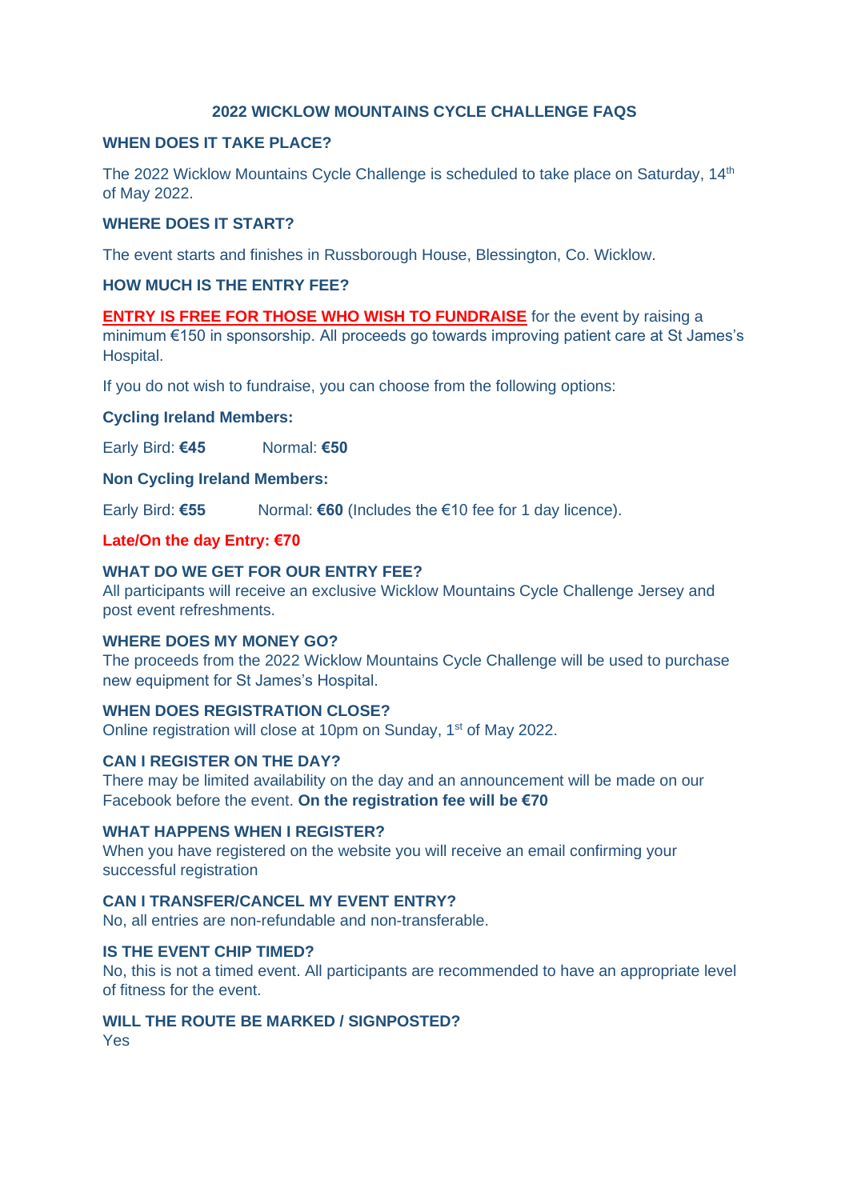# 2022 WICKLOW MOUNTAINS CYCLE CHALLENGE FAQS

## WHEN DOES IT TAKE PLACE?

The 2022 Wicklow Mountains Cycle Challenge is scheduled to take place on Saturday, 14th of May 2022.

## WHERE DOES IT START?

The event starts and finishes in Russborough House, Blessington, Co. Wicklow.

## HOW MUCH IS THE ENTRY FEE?

**ENTRY IS FREE FOR THOSE WHO WISH TO FUNDRAISE** for the event by raising a minimum €150 in sponsorship. All proceeds go towards improving patient care at St James's Hospital.

If you do not wish to fundraise, you can choose from the following options:

**Cycling Ireland Members:**

Early Bird: **€45** Normal: **€50**

**Non Cycling Ireland Members:**

Early Bird: **€55** Normal: **€60** (Includes the €10 fee for 1 day licence).

**Late/On the day Entry: €70**

## WHAT DO WE GET FOR OUR ENTRY FEE?

All participants will receive an exclusive Wicklow Mountains Cycle Challenge Jersey and post event refreshments.

## WHERE DOES MY MONEY GO?

The proceeds from the 2022 Wicklow Mountains Cycle Challenge will be used to purchase new equipment for St James's Hospital.

## WHEN DOES REGISTRATION CLOSE?

Online registration will close at 10pm on Sunday, 1st of May 2022.

## CAN I REGISTER ON THE DAY?

There may be limited availability on the day and an announcement will be made on our Facebook before the event. **On the registration fee will be €70**

## WHAT HAPPENS WHEN I REGISTER?

When you have registered on the website you will receive an email confirming your successful registration

## CAN I TRANSFER/CANCEL MY EVENT ENTRY?

No, all entries are non-refundable and non-transferable.

## IS THE EVENT CHIP TIMED?

No, this is not a timed event. All participants are recommended to have an appropriate level of fitness for the event.

## WILL THE ROUTE BE MARKED / SIGNPOSTED?

Yes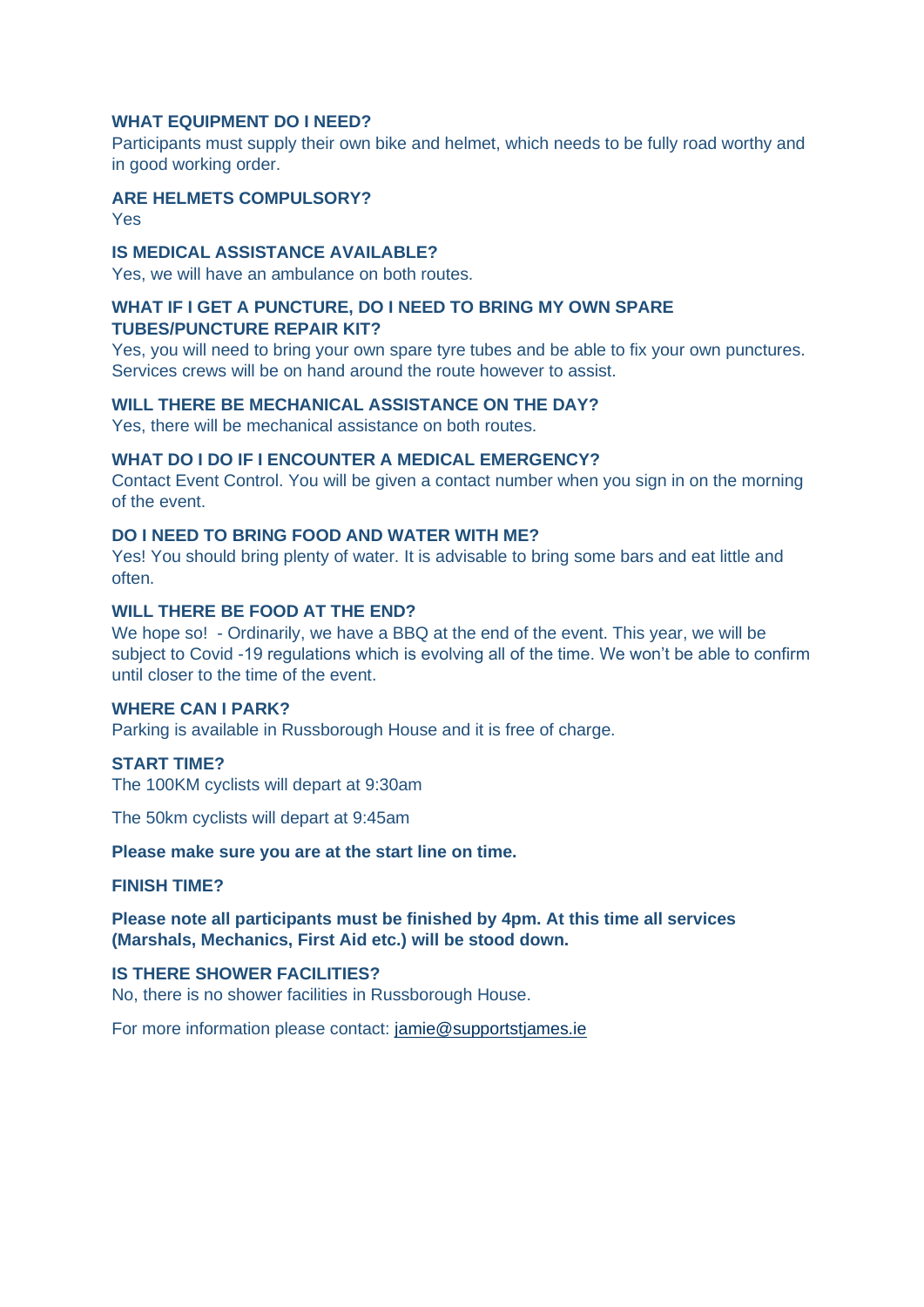**WHAT EQUIPMENT DO I NEED?**

Participants must supply their own bike and helmet, which needs to be fully road worthy and in good working order.

**ARE HELMETS COMPULSORY?**

Yes

**IS MEDICAL ASSISTANCE AVAILABLE?**

Yes, we will have an ambulance on both routes.

**WHAT IF I GET A PUNCTURE, DO I NEED TO BRING MY OWN SPARE TUBES/PUNCTURE REPAIR KIT?**

Yes, you will need to bring your own spare tyre tubes and be able to fix your own punctures. Services crews will be on hand around the route however to assist.

**WILL THERE BE MECHANICAL ASSISTANCE ON THE DAY?**

Yes, there will be mechanical assistance on both routes.

**WHAT DO I DO IF I ENCOUNTER A MEDICAL EMERGENCY?**

Contact Event Control. You will be given a contact number when you sign in on the morning of the event.

**DO I NEED TO BRING FOOD AND WATER WITH ME?**

Yes! You should bring plenty of water. It is advisable to bring some bars and eat little and often.

**WILL THERE BE FOOD AT THE END?**

We hope so! - Ordinarily, we have a BBQ at the end of the event. This year, we will be subject to Covid -19 regulations which is evolving all of the time. We won't be able to confirm until closer to the time of the event.

**WHERE CAN I PARK?**

Parking is available in Russborough House and it is free of charge.

**START TIME?**

The 100KM cyclists will depart at 9:30am

The 50km cyclists will depart at 9:45am

**Please make sure you are at the start line on time.**

**FINISH TIME?**

**Please note all participants must be finished by 4pm. At this time all services (Marshals, Mechanics, First Aid etc.) will be stood down.**

**IS THERE SHOWER FACILITIES?**

No, there is no shower facilities in Russborough House.

For more information please contact: jamie@supportstjames.ie